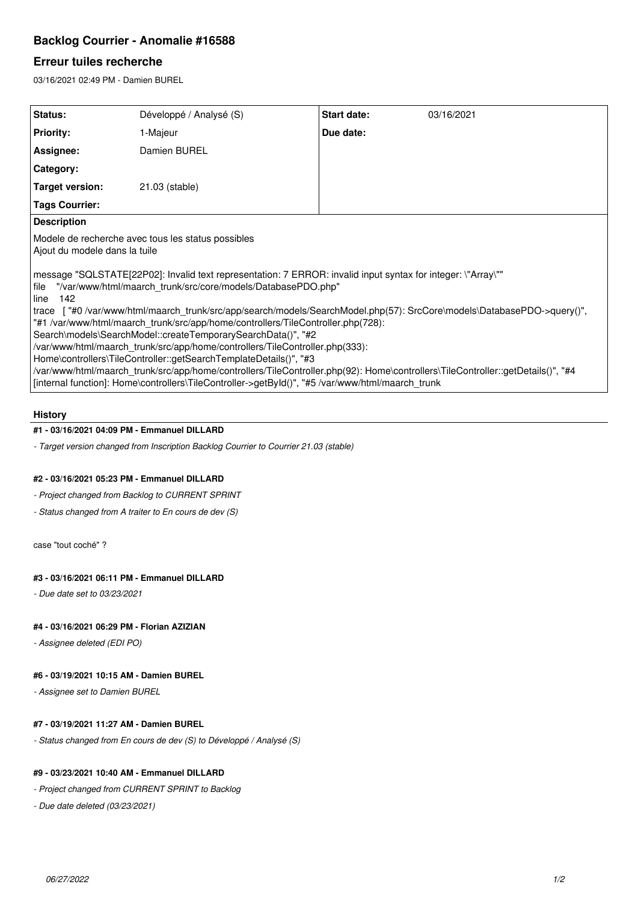# Backlog Courrier - Anomalie #16588

## Erreur tuiles recherche

03/16/2021 02:49 PM - Damien BUREL

| Status: | Développé / Analysé (S) | Start date: | 03/16/2021 |
|---|---|---|---|
| Priority: | 1-Majeur | Due date: | |
| Assignee: | Damien BUREL | | |
| Category: | | | |
| Target version: | 21.03 (stable) | | |
| Tags Courrier: | | | |

**Description**

Modele de recherche avec tous les status possibles
Ajout du modele dans la tuile

message "SQLSTATE[22P02]: Invalid text representation: 7 ERROR: invalid input syntax for integer: \"Array\""
file "/var/www/html/maarch_trunk/src/core/models/DatabasePDO.php"
line 142
trace [ "#0 /var/www/html/maarch_trunk/src/app/search/models/SearchModel.php(57): SrcCore\models\DatabasePDO->query()", "#1 /var/www/html/maarch_trunk/src/app/home/controllers/TileController.php(728): Search\models\SearchModel::createTemporarySearchData()", "#2 /var/www/html/maarch_trunk/src/app/home/controllers/TileController.php(333): Home\controllers\TileController::getSearchTemplateDetails()", "#3 /var/www/html/maarch_trunk/src/app/home/controllers/TileController.php(92): Home\controllers\TileController::getDetails()", "#4 [internal function]: Home\controllers\TileController->getById()", "#5 /var/www/html/maarch_trunk

## History

### #1 - 03/16/2021 04:09 PM - Emmanuel DILLARD

*- Target version changed from Inscription Backlog Courrier to Courrier 21.03 (stable)*

### #2 - 03/16/2021 05:23 PM - Emmanuel DILLARD

*- Project changed from Backlog to CURRENT SPRINT*

*- Status changed from A traiter to En cours de dev (S)*

case "tout coché" ?

### #3 - 03/16/2021 06:11 PM - Emmanuel DILLARD

*- Due date set to 03/23/2021*

### #4 - 03/16/2021 06:29 PM - Florian AZIZIAN

*- Assignee deleted (EDI PO)*

### #6 - 03/19/2021 10:15 AM - Damien BUREL

*- Assignee set to Damien BUREL*

### #7 - 03/19/2021 11:27 AM - Damien BUREL

*- Status changed from En cours de dev (S) to Développé / Analysé (S)*

### #9 - 03/23/2021 10:40 AM - Emmanuel DILLARD

*- Project changed from CURRENT SPRINT to Backlog*

*- Due date deleted (03/23/2021)*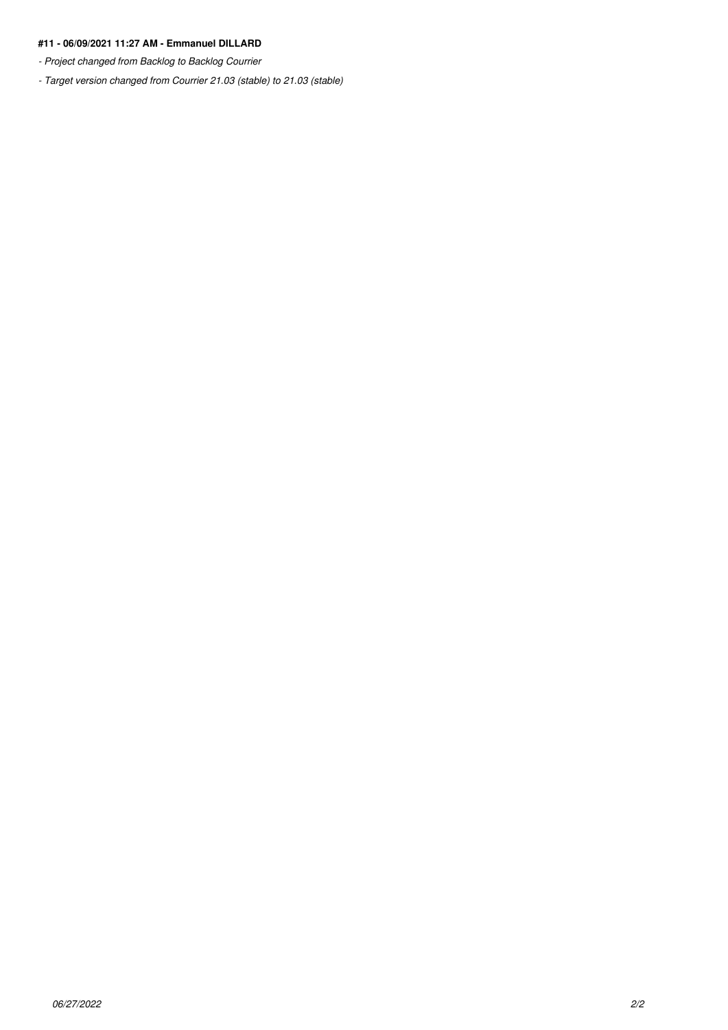#### #11 - 06/09/2021 11:27 AM - Emmanuel DILLARD

- *Project changed from Backlog to Backlog Courrier*
- *Target version changed from Courrier 21.03 (stable) to 21.03 (stable)*